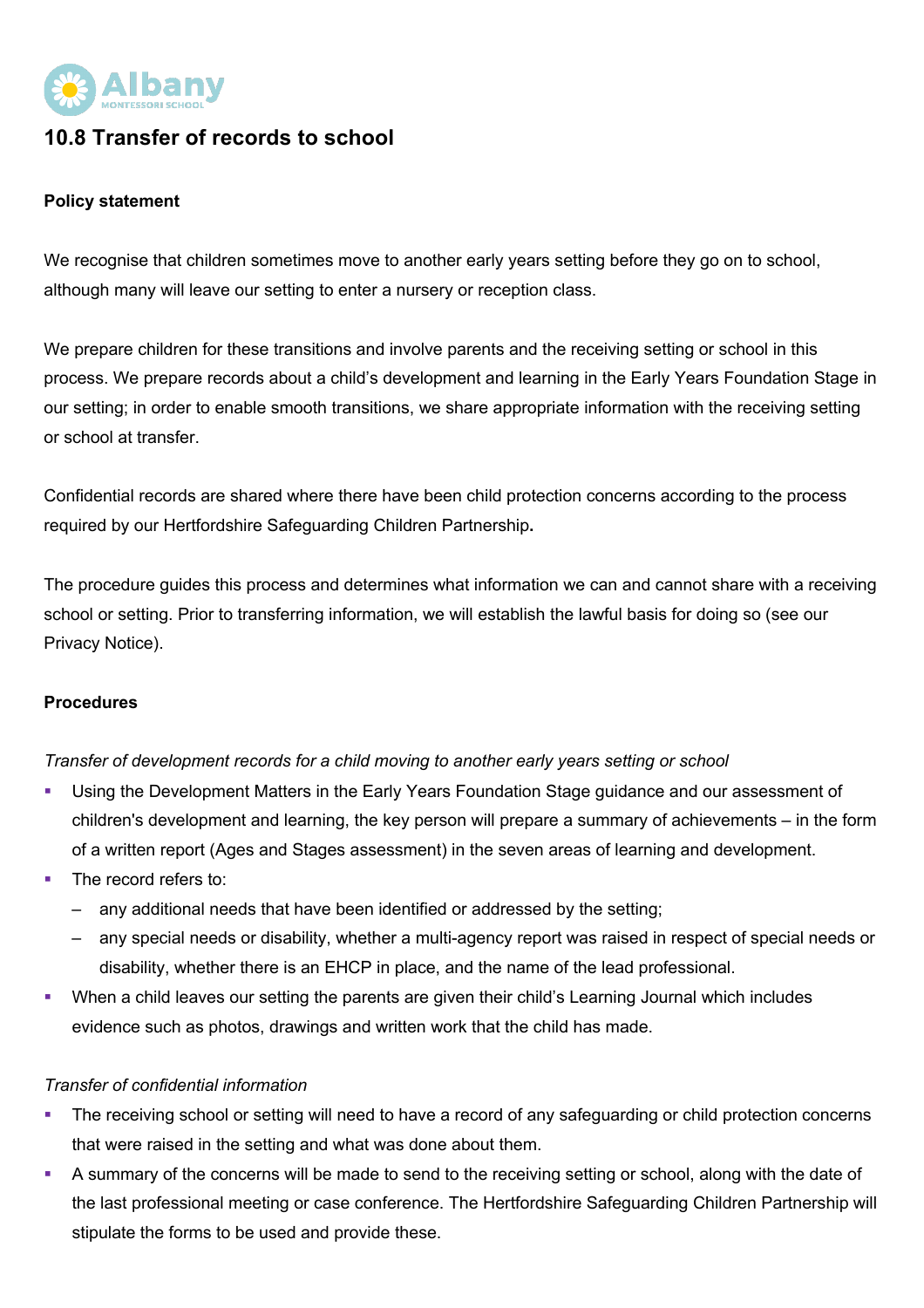# 10.8 Transfer of records to school

**Policy statement**

We recognise that children sometimes move to another early years setting before they go on to school, although many will leave our setting to enter a nursery or reception class.

We prepare children for these transitions and involve parents and the receiving setting or school in this process. We prepare records about a child's development and learning in the Early Years Foundation Stage in our setting; in order to enable smooth transitions, we share appropriate information with the receiving setting or school at transfer.

Confidential records are shared where there have been child protection concerns according to the process required by our Hertfordshire Safeguarding Children Partnership**.**

The procedure guides this process and determines what information we can and cannot share with a receiving school or setting. Prior to transferring information, we will establish the lawful basis for doing so (see our Privacy Notice).

**Procedures**

*Transfer of development records for a child moving to another early years setting or school*

- Using the Development Matters in the Early Years Foundation Stage guidance and our assessment of children's development and learning, the key person will prepare a summary of achievements – in the form of a written report (Ages and Stages assessment) in the seven areas of learning and development.
- The record refers to:
  - any additional needs that have been identified or addressed by the setting;
  - any special needs or disability, whether a multi-agency report was raised in respect of special needs or disability, whether there is an EHCP in place, and the name of the lead professional.
- When a child leaves our setting the parents are given their child's Learning Journal which includes evidence such as photos, drawings and written work that the child has made.

*Transfer of confidential information*

- The receiving school or setting will need to have a record of any safeguarding or child protection concerns that were raised in the setting and what was done about them.
- A summary of the concerns will be made to send to the receiving setting or school, along with the date of the last professional meeting or case conference. The Hertfordshire Safeguarding Children Partnership will stipulate the forms to be used and provide these.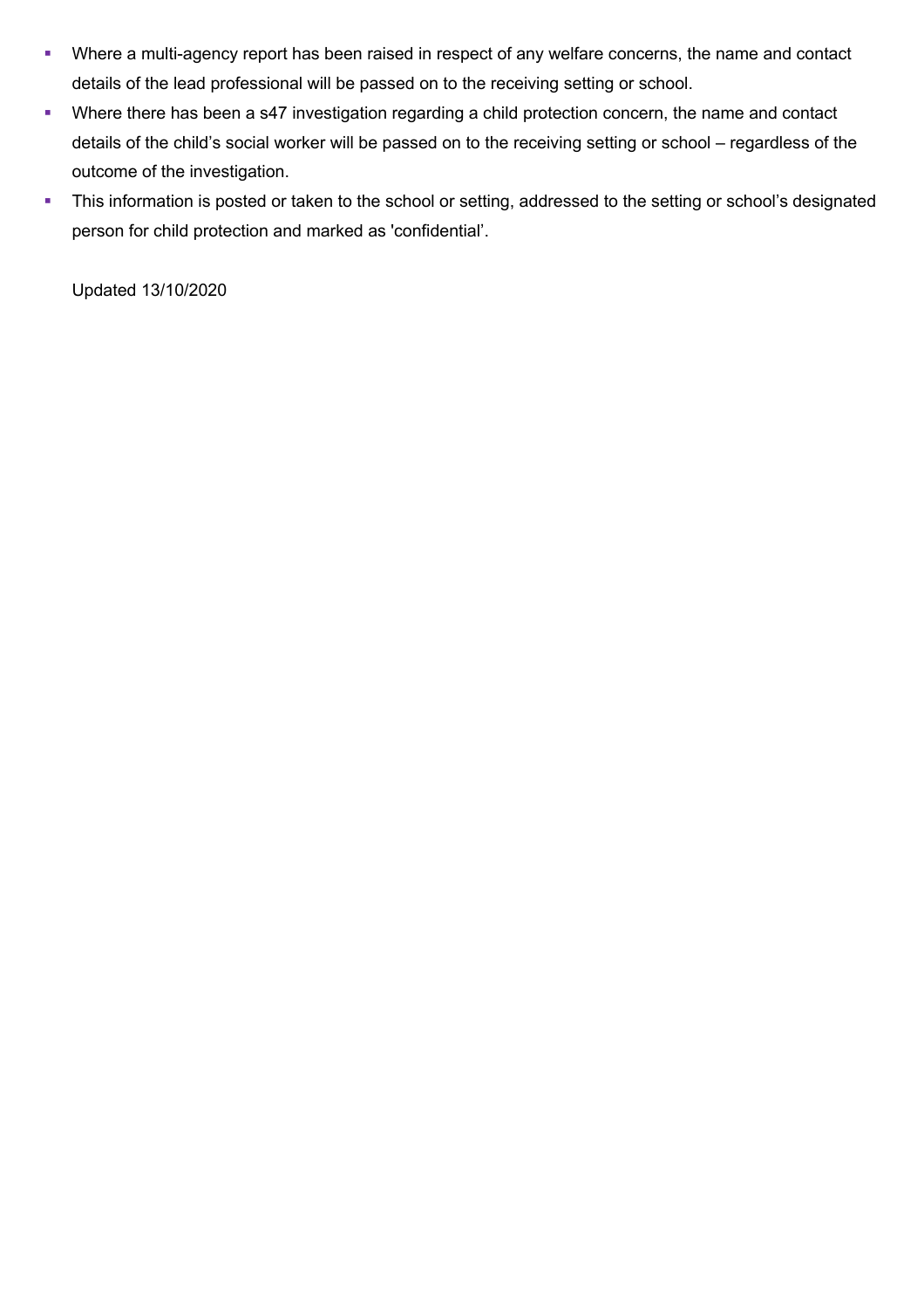- Where a multi-agency report has been raised in respect of any welfare concerns, the name and contact details of the lead professional will be passed on to the receiving setting or school.
- Where there has been a s47 investigation regarding a child protection concern, the name and contact details of the child's social worker will be passed on to the receiving setting or school – regardless of the outcome of the investigation.
- This information is posted or taken to the school or setting, addressed to the setting or school's designated person for child protection and marked as 'confidential'.

Updated 13/10/2020